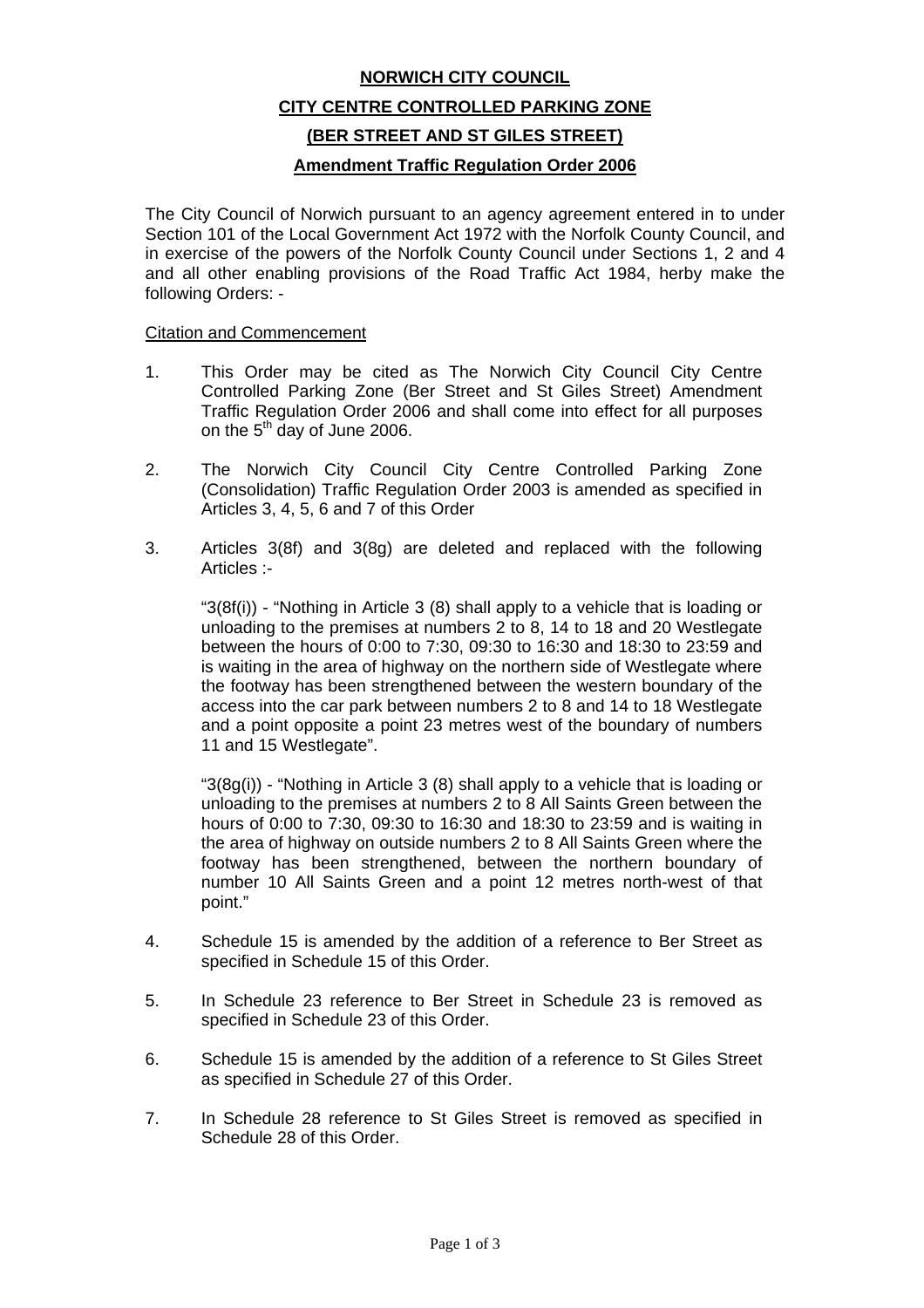# NORWICH CITY COUNCIL

## CITY CENTRE CONTROLLED PARKING ZONE

## (BER STREET AND ST GILES STREET)

## Amendment Traffic Regulation Order 2006

The City Council of Norwich pursuant to an agency agreement entered in to under Section 101 of the Local Government Act 1972 with the Norfolk County Council, and in exercise of the powers of the Norfolk County Council under Sections 1, 2 and 4 and all other enabling provisions of the Road Traffic Act 1984, herby make the following Orders: -

Citation and Commencement

1. This Order may be cited as The Norwich City Council City Centre Controlled Parking Zone (Ber Street and St Giles Street) Amendment Traffic Regulation Order 2006 and shall come into effect for all purposes on the 5th day of June 2006.

2. The Norwich City Council City Centre Controlled Parking Zone (Consolidation) Traffic Regulation Order 2003 is amended as specified in Articles 3, 4, 5, 6 and 7 of this Order

3. Articles 3(8f) and 3(8g) are deleted and replaced with the following Articles :-

   "3(8f(i)) - "Nothing in Article 3 (8) shall apply to a vehicle that is loading or unloading to the premises at numbers 2 to 8, 14 to 18 and 20 Westlegate between the hours of 0:00 to 7:30, 09:30 to 16:30 and 18:30 to 23:59 and is waiting in the area of highway on the northern side of Westlegate where the footway has been strengthened between the western boundary of the access into the car park between numbers 2 to 8 and 14 to 18 Westlegate and a point opposite a point 23 metres west of the boundary of numbers 11 and 15 Westlegate".

   "3(8g(i)) - "Nothing in Article 3 (8) shall apply to a vehicle that is loading or unloading to the premises at numbers 2 to 8 All Saints Green between the hours of 0:00 to 7:30, 09:30 to 16:30 and 18:30 to 23:59 and is waiting in the area of highway on outside numbers 2 to 8 All Saints Green where the footway has been strengthened, between the northern boundary of number 10 All Saints Green and a point 12 metres north-west of that point."

4. Schedule 15 is amended by the addition of a reference to Ber Street as specified in Schedule 15 of this Order.

5. In Schedule 23 reference to Ber Street in Schedule 23 is removed as specified in Schedule 23 of this Order.

6. Schedule 15 is amended by the addition of a reference to St Giles Street as specified in Schedule 27 of this Order.

7. In Schedule 28 reference to St Giles Street is removed as specified in Schedule 28 of this Order.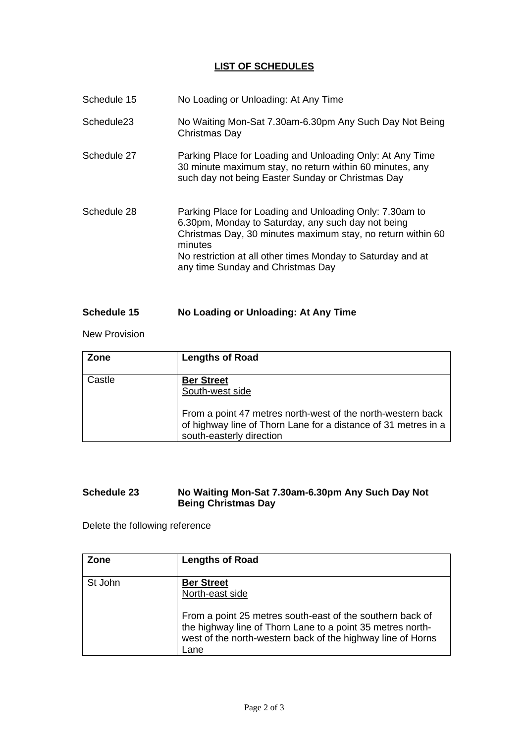## LIST OF SCHEDULES

| | |
|---|---|
| Schedule 15 | No Loading or Unloading: At Any Time |
| Schedule23 | No Waiting Mon-Sat 7.30am-6.30pm Any Such Day Not Being Christmas Day |
| Schedule 27 | Parking Place for Loading and Unloading Only: At Any Time 30 minute maximum stay, no return within 60 minutes, any such day not being Easter Sunday or Christmas Day |
| Schedule 28 | Parking Place for Loading and Unloading Only: 7.30am to 6.30pm, Monday to Saturday, any such day not being Christmas Day, 30 minutes maximum stay, no return within 60 minutes<br>No restriction at all other times Monday to Saturday and at any time Sunday and Christmas Day |

### Schedule 15 — No Loading or Unloading: At Any Time

New Provision

| Zone | Lengths of Road |
|---|---|
| Castle | **Ber Street**<br>South-west side<br><br>From a point 47 metres north-west of the north-western back of highway line of Thorn Lane for a distance of 31 metres in a south-easterly direction |

### Schedule 23 — No Waiting Mon-Sat 7.30am-6.30pm Any Such Day Not Being Christmas Day

Delete the following reference

| Zone | Lengths of Road |
|---|---|
| St John | **Ber Street**<br>North-east side<br><br>From a point 25 metres south-east of the southern back of the highway line of Thorn Lane to a point 35 metres north-west of the north-western back of the highway line of Horns Lane |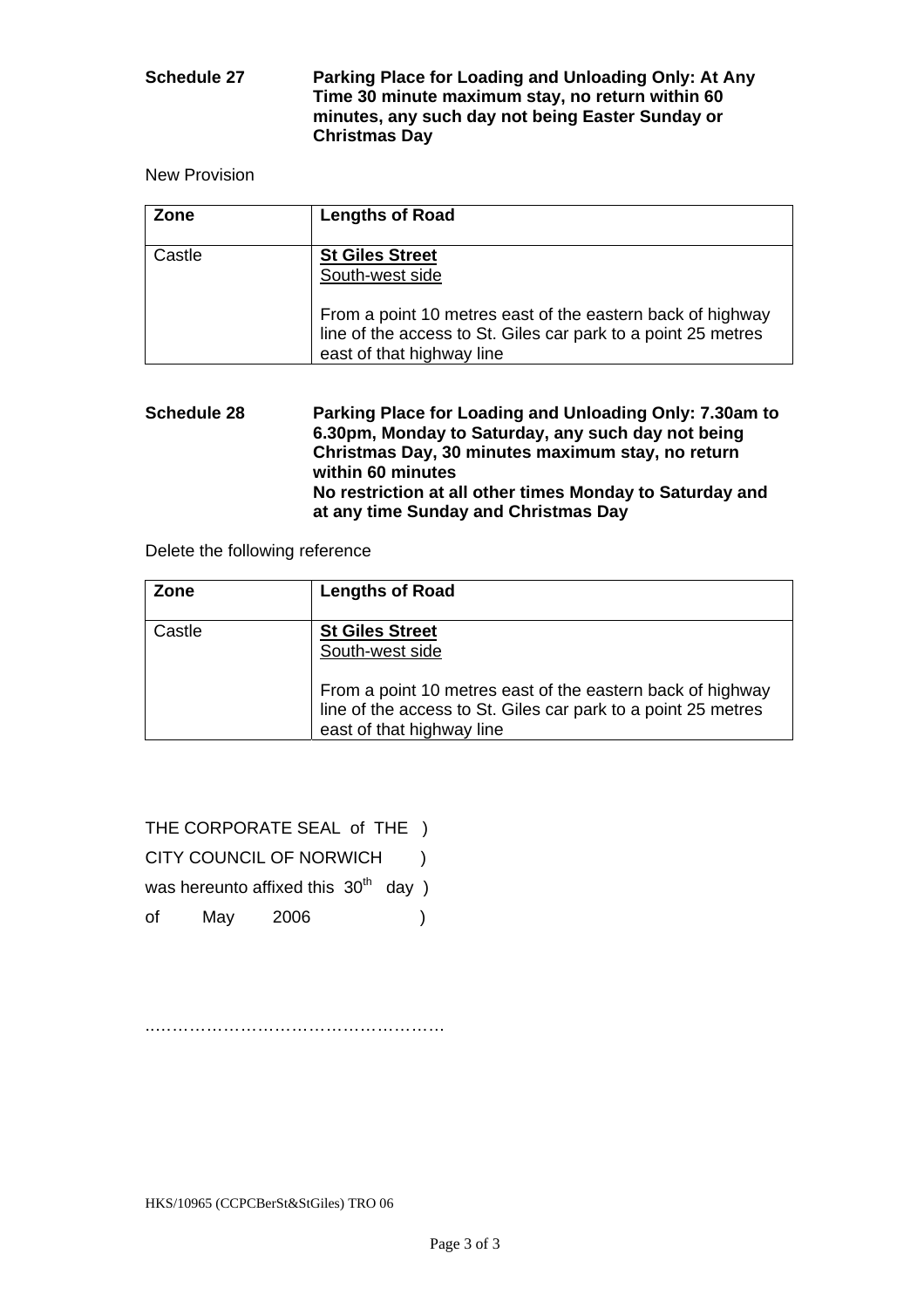**Schedule 27** **Parking Place for Loading and Unloading Only: At Any Time 30 minute maximum stay, no return within 60 minutes, any such day not being Easter Sunday or Christmas Day**

New Provision

| Zone | Lengths of Road |
|---|---|
| Castle | **St Giles Street**<br>South-west side<br><br>From a point 10 metres east of the eastern back of highway line of the access to St. Giles car park to a point 25 metres east of that highway line |

**Schedule 28** **Parking Place for Loading and Unloading Only: 7.30am to 6.30pm, Monday to Saturday, any such day not being Christmas Day, 30 minutes maximum stay, no return within 60 minutes**
**No restriction at all other times Monday to Saturday and at any time Sunday and Christmas Day**

Delete the following reference

| Zone | Lengths of Road |
|---|---|
| Castle | **St Giles Street**<br>South-west side<br><br>From a point 10 metres east of the eastern back of highway line of the access to St. Giles car park to a point 25 metres east of that highway line |

THE CORPORATE SEAL of THE )
CITY COUNCIL OF NORWICH )
was hereunto affixed this 30th day )
of May 2006 )

……………………………………………

HKS/10965 (CCPCBerSt&StGiles) TRO 06